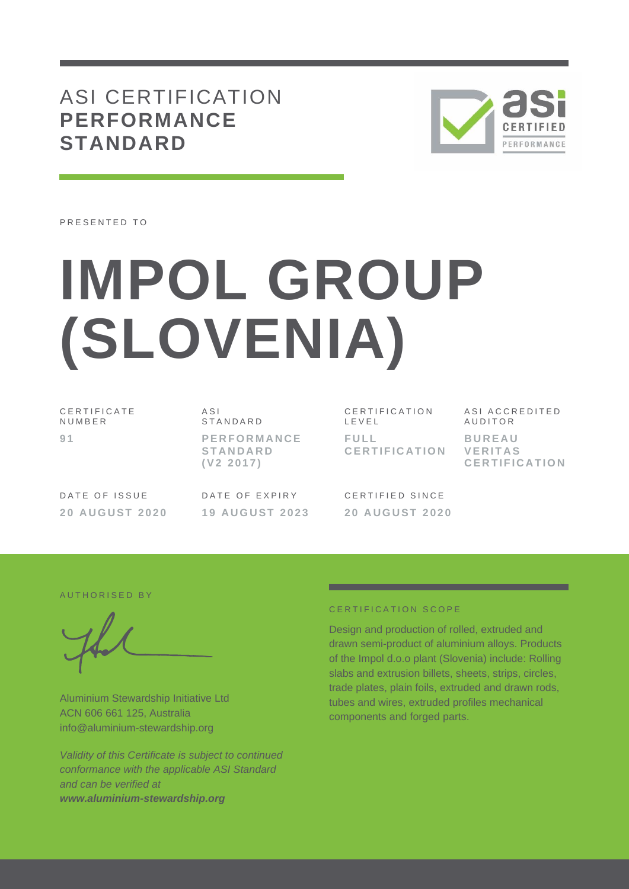# ASI CERTIFICATION **PERFORMANCE STANDARD**

PRESENTED TO

# IMPOL GROUP (SLOVENIA)

| CERTIFICATE NUMBER | ASI STANDARD | CERTIFICATION LEVEL | ASI ACCREDITED AUDITOR |
|---|---|---|---|
| **91** | **PERFORMANCE STANDARD (V2 2017)** | **FULL CERTIFICATION** | **BUREAU VERITAS CERTIFICATION** |

| DATE OF ISSUE | DATE OF EXPIRY | CERTIFIED SINCE |
|---|---|---|
| **20 AUGUST 2020** | **19 AUGUST 2023** | **20 AUGUST 2020** |

AUTHORISED BY

Aluminium Stewardship Initiative Ltd
ACN 606 661 125, Australia
info@aluminium-stewardship.org

*Validity of this Certificate is subject to continued conformance with the applicable ASI Standard and can be verified at* ***www.aluminium-stewardship.org***

CERTIFICATION SCOPE

Design and production of rolled, extruded and drawn semi-product of aluminium alloys. Products of the Impol d.o.o plant (Slovenia) include: Rolling slabs and extrusion billets, sheets, strips, circles, trade plates, plain foils, extruded and drawn rods, tubes and wires, extruded profiles mechanical components and forged parts.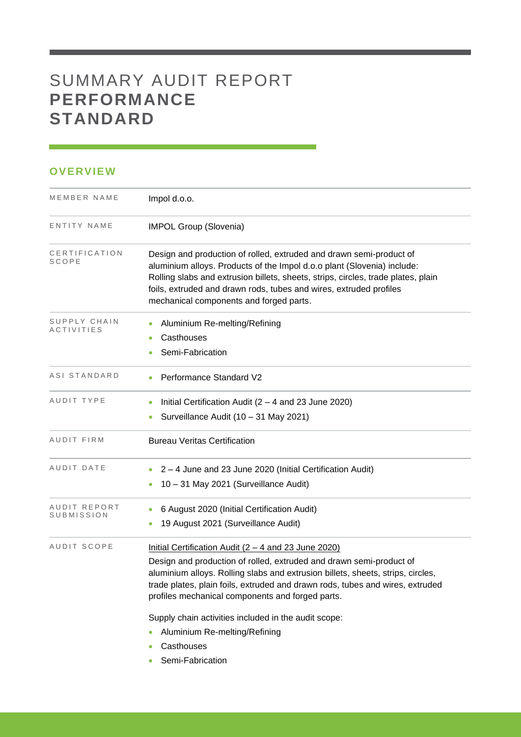# SUMMARY AUDIT REPORT **PERFORMANCE STANDARD**

## OVERVIEW

| | |
|---|---|
| MEMBER NAME | Impol d.o.o. |
| ENTITY NAME | IMPOL Group (Slovenia) |
| CERTIFICATION SCOPE | Design and production of rolled, extruded and drawn semi-product of aluminium alloys. Products of the Impol d.o.o plant (Slovenia) include: Rolling slabs and extrusion billets, sheets, strips, circles, trade plates, plain foils, extruded and drawn rods, tubes and wires, extruded profiles mechanical components and forged parts. |
| SUPPLY CHAIN ACTIVITIES | • Aluminium Re-melting/Refining<br>• Casthouses<br>• Semi-Fabrication |
| ASI STANDARD | • Performance Standard V2 |
| AUDIT TYPE | • Initial Certification Audit (2 – 4 and 23 June 2020)<br>• Surveillance Audit (10 – 31 May 2021) |
| AUDIT FIRM | Bureau Veritas Certification |
| AUDIT DATE | • 2 – 4 June and 23 June 2020 (Initial Certification Audit)<br>• 10 – 31 May 2021 (Surveillance Audit) |
| AUDIT REPORT SUBMISSION | • 6 August 2020 (Initial Certification Audit)<br>• 19 August 2021 (Surveillance Audit) |
| AUDIT SCOPE | Initial Certification Audit (2 – 4 and 23 June 2020)<br>Design and production of rolled, extruded and drawn semi-product of aluminium alloys. Rolling slabs and extrusion billets, sheets, strips, circles, trade plates, plain foils, extruded and drawn rods, tubes and wires, extruded profiles mechanical components and forged parts.<br>Supply chain activities included in the audit scope:<br>• Aluminium Re-melting/Refining<br>• Casthouses<br>• Semi-Fabrication |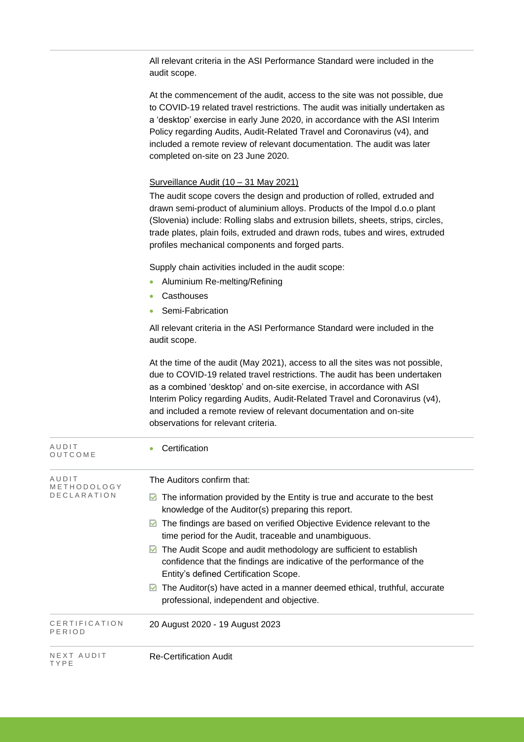| | |
|---|---|
| | All relevant criteria in the ASI Performance Standard were included in the audit scope.<br><br>At the commencement of the audit, access to the site was not possible, due to COVID-19 related travel restrictions. The audit was initially undertaken as a 'desktop' exercise in early June 2020, in accordance with the ASI Interim Policy regarding Audits, Audit-Related Travel and Coronavirus (v4), and included a remote review of relevant documentation. The audit was later completed on-site on 23 June 2020.<br><br><u>Surveillance Audit (10 – 31 May 2021)</u><br>The audit scope covers the design and production of rolled, extruded and drawn semi-product of aluminium alloys. Products of the Impol d.o.o plant (Slovenia) include: Rolling slabs and extrusion billets, sheets, strips, circles, trade plates, plain foils, extruded and drawn rods, tubes and wires, extruded profiles mechanical components and forged parts.<br><br>Supply chain activities included in the audit scope:<br>• Aluminium Re-melting/Refining<br>• Casthouses<br>• Semi-Fabrication<br><br>All relevant criteria in the ASI Performance Standard were included in the audit scope.<br><br>At the time of the audit (May 2021), access to all the sites was not possible, due to COVID-19 related travel restrictions. The audit has been undertaken as a combined 'desktop' and on-site exercise, in accordance with ASI Interim Policy regarding Audits, Audit-Related Travel and Coronavirus (v4), and included a remote review of relevant documentation and on-site observations for relevant criteria. |
| AUDIT OUTCOME | • Certification |
| AUDIT METHODOLOGY DECLARATION | The Auditors confirm that:<br>☑ The information provided by the Entity is true and accurate to the best knowledge of the Auditor(s) preparing this report.<br>☑ The findings are based on verified Objective Evidence relevant to the time period for the Audit, traceable and unambiguous.<br>☑ The Audit Scope and audit methodology are sufficient to establish confidence that the findings are indicative of the performance of the Entity's defined Certification Scope.<br>☑ The Auditor(s) have acted in a manner deemed ethical, truthful, accurate professional, independent and objective. |
| CERTIFICATION PERIOD | 20 August 2020 - 19 August 2023 |
| NEXT AUDIT TYPE | Re-Certification Audit |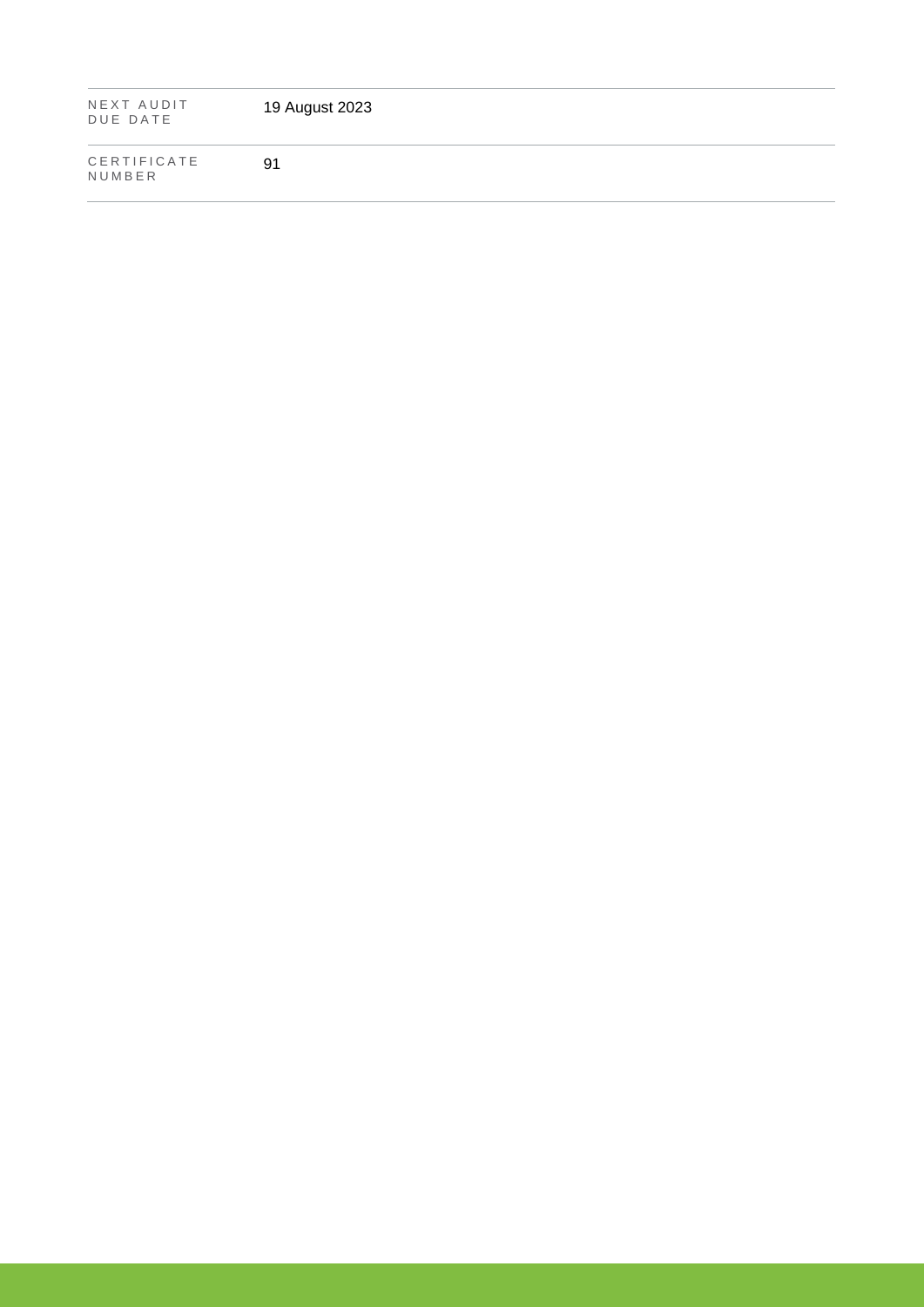| | |
|---|---|
| NEXT AUDIT DUE DATE | 19 August 2023 |
| CERTIFICATE NUMBER | 91 |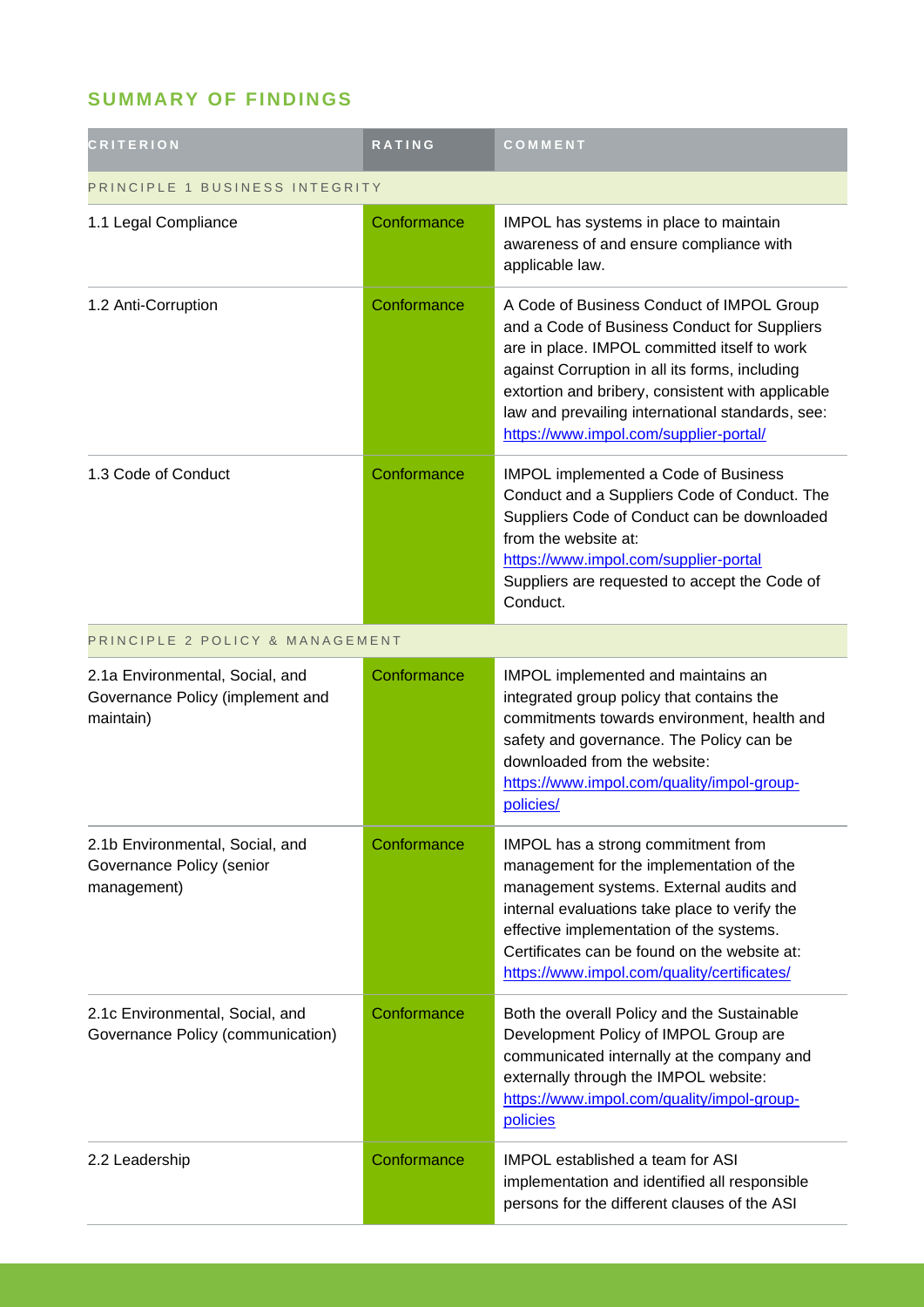## SUMMARY OF FINDINGS

| CRITERION | RATING | COMMENT |
|---|---|---|
| PRINCIPLE 1 BUSINESS INTEGRITY | | |
| 1.1 Legal Compliance | Conformance | IMPOL has systems in place to maintain awareness of and ensure compliance with applicable law. |
| 1.2 Anti-Corruption | Conformance | A Code of Business Conduct of IMPOL Group and a Code of Business Conduct for Suppliers are in place. IMPOL committed itself to work against Corruption in all its forms, including extortion and bribery, consistent with applicable law and prevailing international standards, see: https://www.impol.com/supplier-portal/ |
| 1.3 Code of Conduct | Conformance | IMPOL implemented a Code of Business Conduct and a Suppliers Code of Conduct. The Suppliers Code of Conduct can be downloaded from the website at: https://www.impol.com/supplier-portal Suppliers are requested to accept the Code of Conduct. |
| PRINCIPLE 2 POLICY & MANAGEMENT | | |
| 2.1a Environmental, Social, and Governance Policy (implement and maintain) | Conformance | IMPOL implemented and maintains an integrated group policy that contains the commitments towards environment, health and safety and governance. The Policy can be downloaded from the website: https://www.impol.com/quality/impol-group-policies/ |
| 2.1b Environmental, Social, and Governance Policy (senior management) | Conformance | IMPOL has a strong commitment from management for the implementation of the management systems. External audits and internal evaluations take place to verify the effective implementation of the systems. Certificates can be found on the website at: https://www.impol.com/quality/certificates/ |
| 2.1c Environmental, Social, and Governance Policy (communication) | Conformance | Both the overall Policy and the Sustainable Development Policy of IMPOL Group are communicated internally at the company and externally through the IMPOL website: https://www.impol.com/quality/impol-group-policies |
| 2.2 Leadership | Conformance | IMPOL established a team for ASI implementation and identified all responsible persons for the different clauses of the ASI |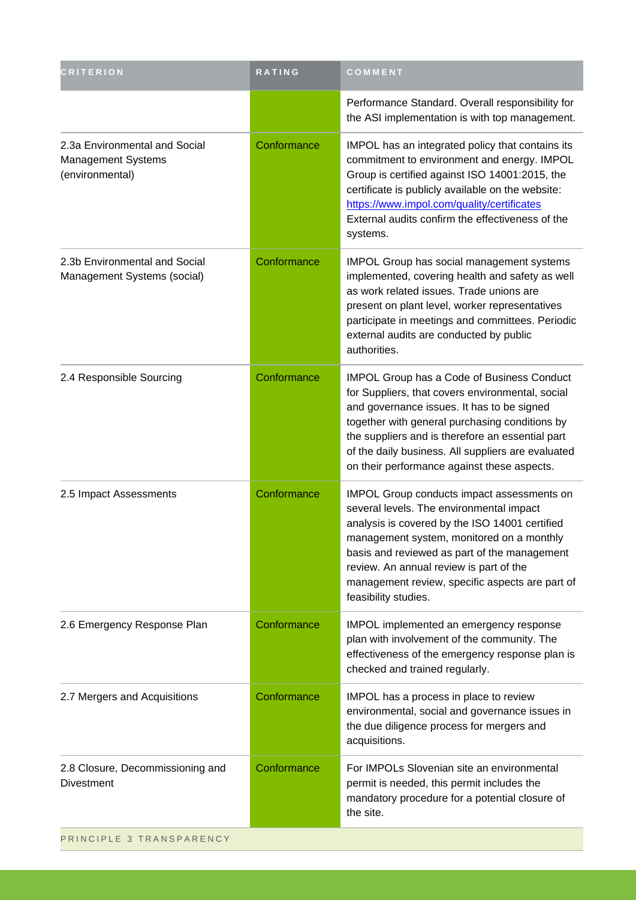| CRITERION | RATING | COMMENT |
| --- | --- | --- |
| | | Performance Standard. Overall responsibility for the ASI implementation is with top management. |
| 2.3a Environmental and Social Management Systems (environmental) | Conformance | IMPOL has an integrated policy that contains its commitment to environment and energy. IMPOL Group is certified against ISO 14001:2015, the certificate is publicly available on the website: https://www.impol.com/quality/certificates External audits confirm the effectiveness of the systems. |
| 2.3b Environmental and Social Management Systems (social) | Conformance | IMPOL Group has social management systems implemented, covering health and safety as well as work related issues. Trade unions are present on plant level, worker representatives participate in meetings and committees. Periodic external audits are conducted by public authorities. |
| 2.4 Responsible Sourcing | Conformance | IMPOL Group has a Code of Business Conduct for Suppliers, that covers environmental, social and governance issues. It has to be signed together with general purchasing conditions by the suppliers and is therefore an essential part of the daily business. All suppliers are evaluated on their performance against these aspects. |
| 2.5 Impact Assessments | Conformance | IMPOL Group conducts impact assessments on several levels. The environmental impact analysis is covered by the ISO 14001 certified management system, monitored on a monthly basis and reviewed as part of the management review. An annual review is part of the management review, specific aspects are part of feasibility studies. |
| 2.6 Emergency Response Plan | Conformance | IMPOL implemented an emergency response plan with involvement of the community. The effectiveness of the emergency response plan is checked and trained regularly. |
| 2.7 Mergers and Acquisitions | Conformance | IMPOL has a process in place to review environmental, social and governance issues in the due diligence process for mergers and acquisitions. |
| 2.8 Closure, Decommissioning and Divestment | Conformance | For IMPOLs Slovenian site an environmental permit is needed, this permit includes the mandatory procedure for a potential closure of the site. |

PRINCIPLE 3 TRANSPARENCY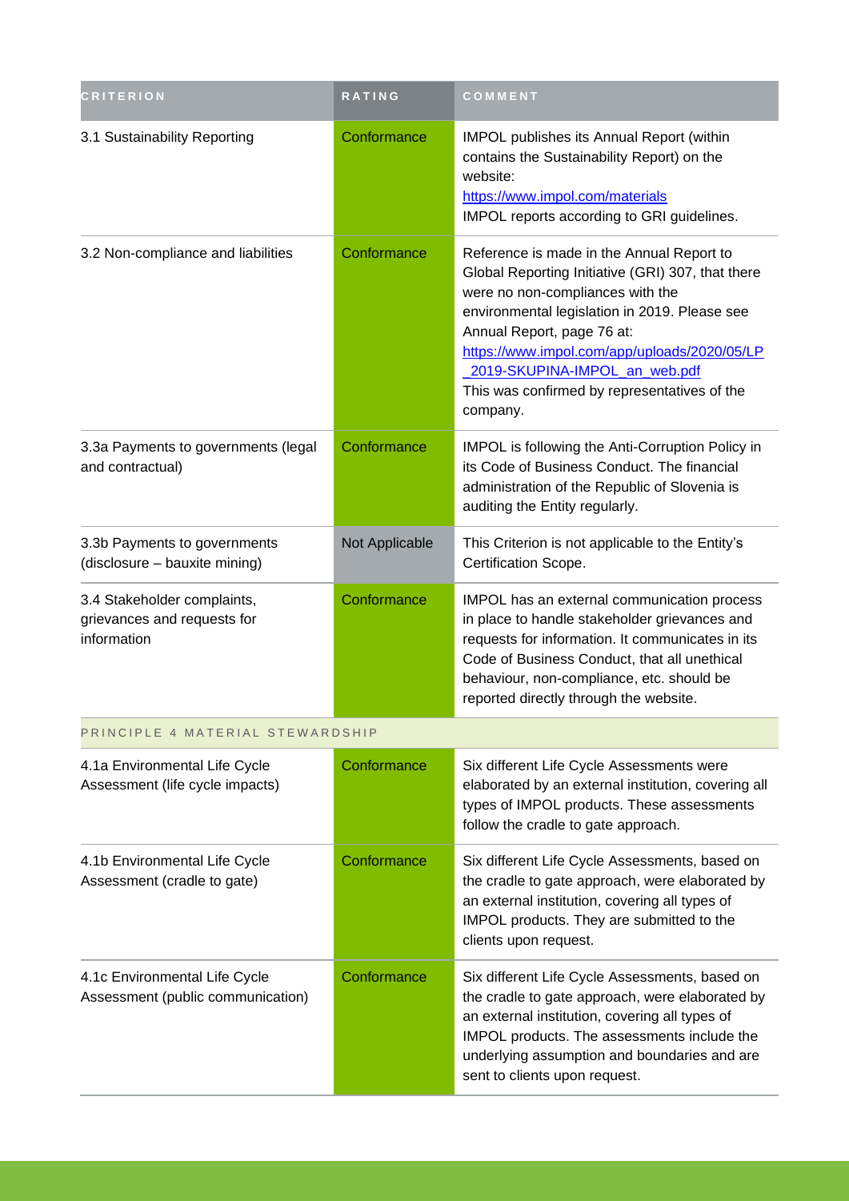| CRITERION | RATING | COMMENT |
| --- | --- | --- |
| 3.1 Sustainability Reporting | Conformance | IMPOL publishes its Annual Report (within contains the Sustainability Report) on the website: https://www.impol.com/materials IMPOL reports according to GRI guidelines. |
| 3.2 Non-compliance and liabilities | Conformance | Reference is made in the Annual Report to Global Reporting Initiative (GRI) 307, that there were no non-compliances with the environmental legislation in 2019. Please see Annual Report, page 76 at: https://www.impol.com/app/uploads/2020/05/LP_2019-SKUPINA-IMPOL_an_web.pdf This was confirmed by representatives of the company. |
| 3.3a Payments to governments (legal and contractual) | Conformance | IMPOL is following the Anti-Corruption Policy in its Code of Business Conduct. The financial administration of the Republic of Slovenia is auditing the Entity regularly. |
| 3.3b Payments to governments (disclosure – bauxite mining) | Not Applicable | This Criterion is not applicable to the Entity's Certification Scope. |
| 3.4 Stakeholder complaints, grievances and requests for information | Conformance | IMPOL has an external communication process in place to handle stakeholder grievances and requests for information. It communicates in its Code of Business Conduct, that all unethical behaviour, non-compliance, etc. should be reported directly through the website. |
| PRINCIPLE 4 MATERIAL STEWARDSHIP | | |
| 4.1a Environmental Life Cycle Assessment (life cycle impacts) | Conformance | Six different Life Cycle Assessments were elaborated by an external institution, covering all types of IMPOL products. These assessments follow the cradle to gate approach. |
| 4.1b Environmental Life Cycle Assessment (cradle to gate) | Conformance | Six different Life Cycle Assessments, based on the cradle to gate approach, were elaborated by an external institution, covering all types of IMPOL products. They are submitted to the clients upon request. |
| 4.1c Environmental Life Cycle Assessment (public communication) | Conformance | Six different Life Cycle Assessments, based on the cradle to gate approach, were elaborated by an external institution, covering all types of IMPOL products. The assessments include the underlying assumption and boundaries and are sent to clients upon request. |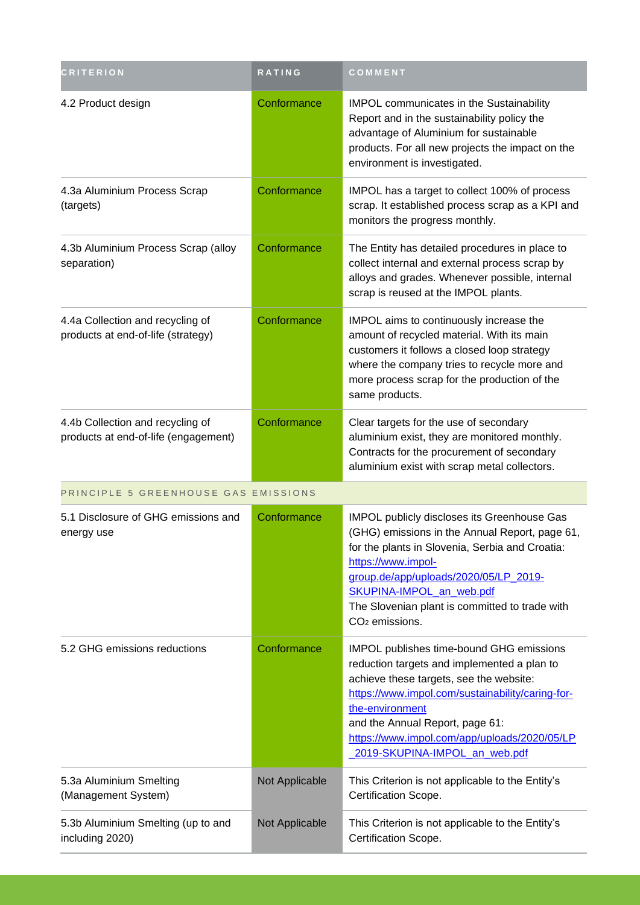| CRITERION | RATING | COMMENT |
|---|---|---|
| 4.2 Product design | Conformance | IMPOL communicates in the Sustainability Report and in the sustainability policy the advantage of Aluminium for sustainable products. For all new projects the impact on the environment is investigated. |
| 4.3a Aluminium Process Scrap (targets) | Conformance | IMPOL has a target to collect 100% of process scrap. It established process scrap as a KPI and monitors the progress monthly. |
| 4.3b Aluminium Process Scrap (alloy separation) | Conformance | The Entity has detailed procedures in place to collect internal and external process scrap by alloys and grades. Whenever possible, internal scrap is reused at the IMPOL plants. |
| 4.4a Collection and recycling of products at end-of-life (strategy) | Conformance | IMPOL aims to continuously increase the amount of recycled material. With its main customers it follows a closed loop strategy where the company tries to recycle more and more process scrap for the production of the same products. |
| 4.4b Collection and recycling of products at end-of-life (engagement) | Conformance | Clear targets for the use of secondary aluminium exist, they are monitored monthly. Contracts for the procurement of secondary aluminium exist with scrap metal collectors. |
| PRINCIPLE 5 GREENHOUSE GAS EMISSIONS | | |
| 5.1 Disclosure of GHG emissions and energy use | Conformance | IMPOL publicly discloses its Greenhouse Gas (GHG) emissions in the Annual Report, page 61, for the plants in Slovenia, Serbia and Croatia: https://www.impol-group.de/app/uploads/2020/05/LP_2019-SKUPINA-IMPOL_an_web.pdf The Slovenian plant is committed to trade with $CO_2$ emissions. |
| 5.2 GHG emissions reductions | Conformance | IMPOL publishes time-bound GHG emissions reduction targets and implemented a plan to achieve these targets, see the website: https://www.impol.com/sustainability/caring-for-the-environment and the Annual Report, page 61: https://www.impol.com/app/uploads/2020/05/LP_2019-SKUPINA-IMPOL_an_web.pdf |
| 5.3a Aluminium Smelting (Management System) | Not Applicable | This Criterion is not applicable to the Entity's Certification Scope. |
| 5.3b Aluminium Smelting (up to and including 2020) | Not Applicable | This Criterion is not applicable to the Entity's Certification Scope. |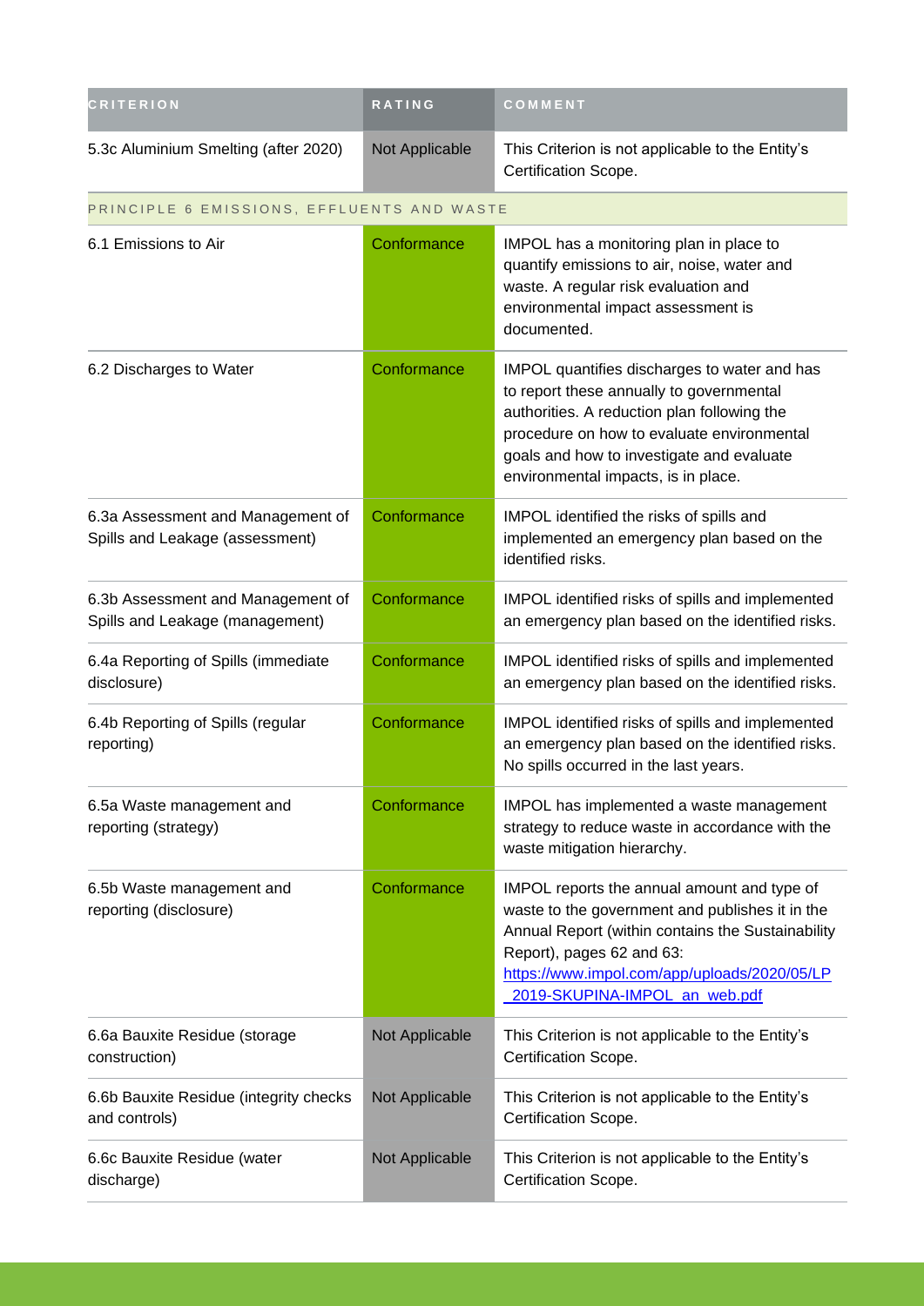| CRITERION | RATING | COMMENT |
|---|---|---|
| 5.3c Aluminium Smelting (after 2020) | Not Applicable | This Criterion is not applicable to the Entity's Certification Scope. |
| PRINCIPLE 6 EMISSIONS, EFFLUENTS AND WASTE | | |
| 6.1 Emissions to Air | Conformance | IMPOL has a monitoring plan in place to quantify emissions to air, noise, water and waste. A regular risk evaluation and environmental impact assessment is documented. |
| 6.2 Discharges to Water | Conformance | IMPOL quantifies discharges to water and has to report these annually to governmental authorities. A reduction plan following the procedure on how to evaluate environmental goals and how to investigate and evaluate environmental impacts, is in place. |
| 6.3a Assessment and Management of Spills and Leakage (assessment) | Conformance | IMPOL identified the risks of spills and implemented an emergency plan based on the identified risks. |
| 6.3b Assessment and Management of Spills and Leakage (management) | Conformance | IMPOL identified risks of spills and implemented an emergency plan based on the identified risks. |
| 6.4a Reporting of Spills (immediate disclosure) | Conformance | IMPOL identified risks of spills and implemented an emergency plan based on the identified risks. |
| 6.4b Reporting of Spills (regular reporting) | Conformance | IMPOL identified risks of spills and implemented an emergency plan based on the identified risks. No spills occurred in the last years. |
| 6.5a Waste management and reporting (strategy) | Conformance | IMPOL has implemented a waste management strategy to reduce waste in accordance with the waste mitigation hierarchy. |
| 6.5b Waste management and reporting (disclosure) | Conformance | IMPOL reports the annual amount and type of waste to the government and publishes it in the Annual Report (within contains the Sustainability Report), pages 62 and 63: https://www.impol.com/app/uploads/2020/05/LP_2019-SKUPINA-IMPOL_an_web.pdf |
| 6.6a Bauxite Residue (storage construction) | Not Applicable | This Criterion is not applicable to the Entity's Certification Scope. |
| 6.6b Bauxite Residue (integrity checks and controls) | Not Applicable | This Criterion is not applicable to the Entity's Certification Scope. |
| 6.6c Bauxite Residue (water discharge) | Not Applicable | This Criterion is not applicable to the Entity's Certification Scope. |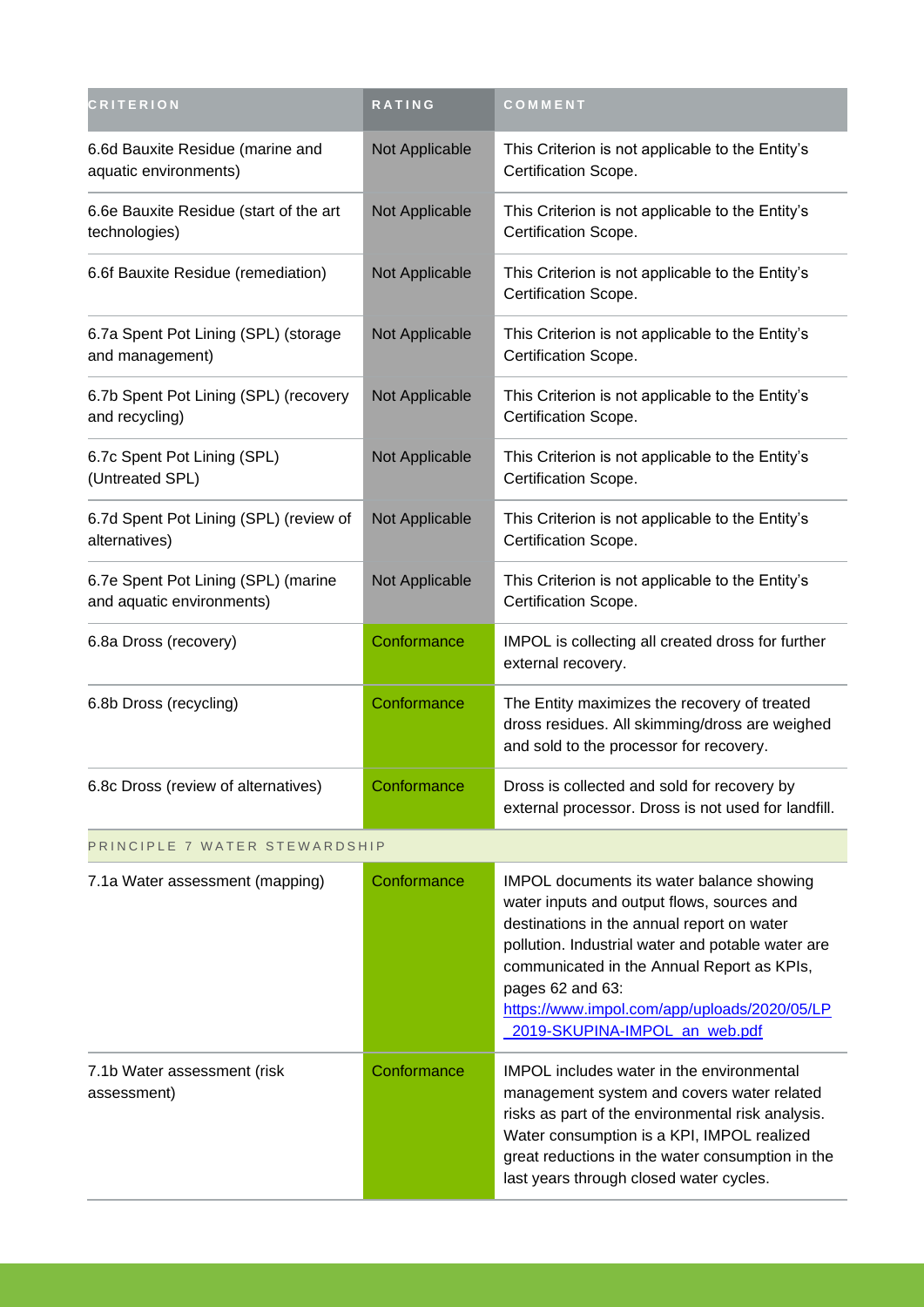| CRITERION | RATING | COMMENT |
|---|---|---|
| 6.6d Bauxite Residue (marine and aquatic environments) | Not Applicable | This Criterion is not applicable to the Entity's Certification Scope. |
| 6.6e Bauxite Residue (start of the art technologies) | Not Applicable | This Criterion is not applicable to the Entity's Certification Scope. |
| 6.6f Bauxite Residue (remediation) | Not Applicable | This Criterion is not applicable to the Entity's Certification Scope. |
| 6.7a Spent Pot Lining (SPL) (storage and management) | Not Applicable | This Criterion is not applicable to the Entity's Certification Scope. |
| 6.7b Spent Pot Lining (SPL) (recovery and recycling) | Not Applicable | This Criterion is not applicable to the Entity's Certification Scope. |
| 6.7c Spent Pot Lining (SPL) (Untreated SPL) | Not Applicable | This Criterion is not applicable to the Entity's Certification Scope. |
| 6.7d Spent Pot Lining (SPL) (review of alternatives) | Not Applicable | This Criterion is not applicable to the Entity's Certification Scope. |
| 6.7e Spent Pot Lining (SPL) (marine and aquatic environments) | Not Applicable | This Criterion is not applicable to the Entity's Certification Scope. |
| 6.8a Dross (recovery) | Conformance | IMPOL is collecting all created dross for further external recovery. |
| 6.8b Dross (recycling) | Conformance | The Entity maximizes the recovery of treated dross residues. All skimming/dross are weighed and sold to the processor for recovery. |
| 6.8c Dross (review of alternatives) | Conformance | Dross is collected and sold for recovery by external processor. Dross is not used for landfill. |
| PRINCIPLE 7 WATER STEWARDSHIP | | |
| 7.1a Water assessment (mapping) | Conformance | IMPOL documents its water balance showing water inputs and output flows, sources and destinations in the annual report on water pollution. Industrial water and potable water are communicated in the Annual Report as KPIs, pages 62 and 63: https://www.impol.com/app/uploads/2020/05/LP_2019-SKUPINA-IMPOL_an_web.pdf |
| 7.1b Water assessment (risk assessment) | Conformance | IMPOL includes water in the environmental management system and covers water related risks as part of the environmental risk analysis. Water consumption is a KPI, IMPOL realized great reductions in the water consumption in the last years through closed water cycles. |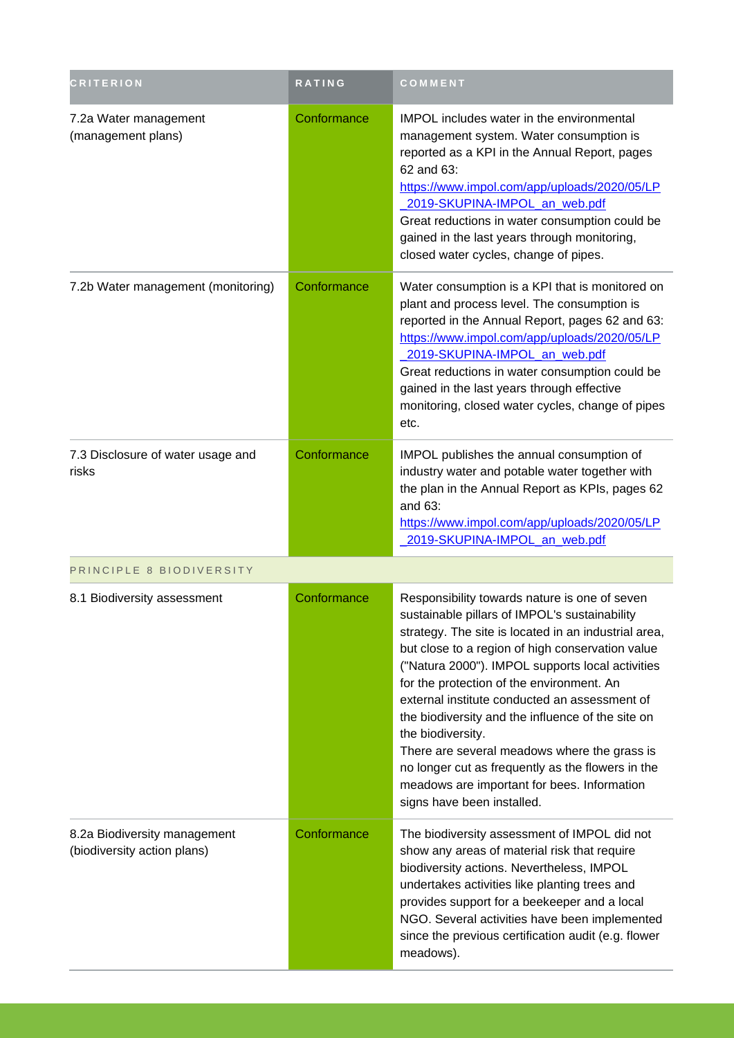| CRITERION | RATING | COMMENT |
|---|---|---|
| 7.2a Water management (management plans) | Conformance | IMPOL includes water in the environmental management system. Water consumption is reported as a KPI in the Annual Report, pages 62 and 63: https://www.impol.com/app/uploads/2020/05/LP_2019-SKUPINA-IMPOL_an_web.pdf Great reductions in water consumption could be gained in the last years through monitoring, closed water cycles, change of pipes. |
| 7.2b Water management (monitoring) | Conformance | Water consumption is a KPI that is monitored on plant and process level. The consumption is reported in the Annual Report, pages 62 and 63: https://www.impol.com/app/uploads/2020/05/LP_2019-SKUPINA-IMPOL_an_web.pdf Great reductions in water consumption could be gained in the last years through effective monitoring, closed water cycles, change of pipes etc. |
| 7.3 Disclosure of water usage and risks | Conformance | IMPOL publishes the annual consumption of industry water and potable water together with the plan in the Annual Report as KPIs, pages 62 and 63: https://www.impol.com/app/uploads/2020/05/LP_2019-SKUPINA-IMPOL_an_web.pdf |
| PRINCIPLE 8 BIODIVERSITY | | |
| 8.1 Biodiversity assessment | Conformance | Responsibility towards nature is one of seven sustainable pillars of IMPOL's sustainability strategy. The site is located in an industrial area, but close to a region of high conservation value ("Natura 2000"). IMPOL supports local activities for the protection of the environment. An external institute conducted an assessment of the biodiversity and the influence of the site on the biodiversity. There are several meadows where the grass is no longer cut as frequently as the flowers in the meadows are important for bees. Information signs have been installed. |
| 8.2a Biodiversity management (biodiversity action plans) | Conformance | The biodiversity assessment of IMPOL did not show any areas of material risk that require biodiversity actions. Nevertheless, IMPOL undertakes activities like planting trees and provides support for a beekeeper and a local NGO. Several activities have been implemented since the previous certification audit (e.g. flower meadows). |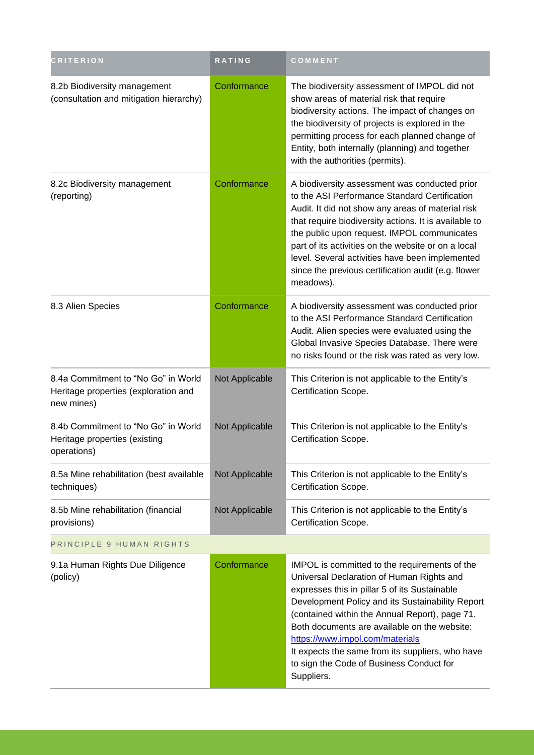| CRITERION | RATING | COMMENT |
| --- | --- | --- |
| 8.2b Biodiversity management (consultation and mitigation hierarchy) | Conformance | The biodiversity assessment of IMPOL did not show areas of material risk that require biodiversity actions. The impact of changes on the biodiversity of projects is explored in the permitting process for each planned change of Entity, both internally (planning) and together with the authorities (permits). |
| 8.2c Biodiversity management (reporting) | Conformance | A biodiversity assessment was conducted prior to the ASI Performance Standard Certification Audit. It did not show any areas of material risk that require biodiversity actions. It is available to the public upon request. IMPOL communicates part of its activities on the website or on a local level. Several activities have been implemented since the previous certification audit (e.g. flower meadows). |
| 8.3 Alien Species | Conformance | A biodiversity assessment was conducted prior to the ASI Performance Standard Certification Audit. Alien species were evaluated using the Global Invasive Species Database. There were no risks found or the risk was rated as very low. |
| 8.4a Commitment to "No Go" in World Heritage properties (exploration and new mines) | Not Applicable | This Criterion is not applicable to the Entity's Certification Scope. |
| 8.4b Commitment to "No Go" in World Heritage properties (existing operations) | Not Applicable | This Criterion is not applicable to the Entity's Certification Scope. |
| 8.5a Mine rehabilitation (best available techniques) | Not Applicable | This Criterion is not applicable to the Entity's Certification Scope. |
| 8.5b Mine rehabilitation (financial provisions) | Not Applicable | This Criterion is not applicable to the Entity's Certification Scope. |
| PRINCIPLE 9 HUMAN RIGHTS | | |
| 9.1a Human Rights Due Diligence (policy) | Conformance | IMPOL is committed to the requirements of the Universal Declaration of Human Rights and expresses this in pillar 5 of its Sustainable Development Policy and its Sustainability Report (contained within the Annual Report), page 71. Both documents are available on the website: https://www.impol.com/materials It expects the same from its suppliers, who have to sign the Code of Business Conduct for Suppliers. |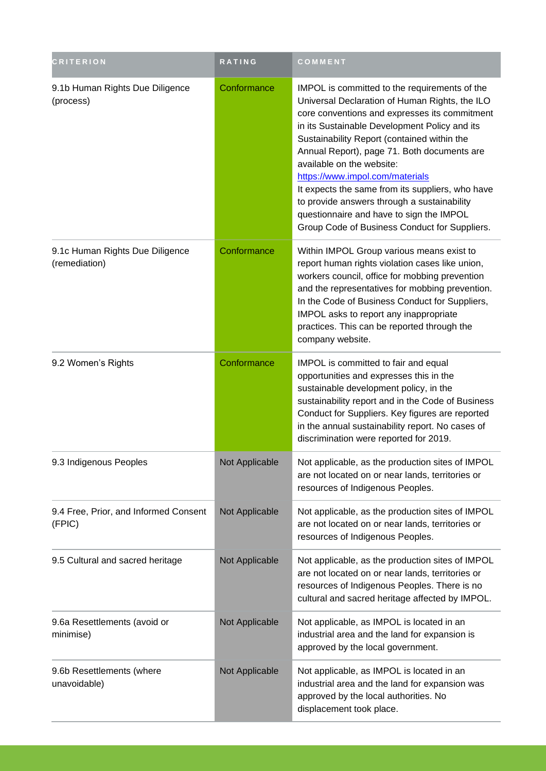| CRITERION | RATING | COMMENT |
| --- | --- | --- |
| 9.1b Human Rights Due Diligence (process) | Conformance | IMPOL is committed to the requirements of the Universal Declaration of Human Rights, the ILO core conventions and expresses its commitment in its Sustainable Development Policy and its Sustainability Report (contained within the Annual Report), page 71. Both documents are available on the website: https://www.impol.com/materials It expects the same from its suppliers, who have to provide answers through a sustainability questionnaire and have to sign the IMPOL Group Code of Business Conduct for Suppliers. |
| 9.1c Human Rights Due Diligence (remediation) | Conformance | Within IMPOL Group various means exist to report human rights violation cases like union, workers council, office for mobbing prevention and the representatives for mobbing prevention. In the Code of Business Conduct for Suppliers, IMPOL asks to report any inappropriate practices. This can be reported through the company website. |
| 9.2 Women's Rights | Conformance | IMPOL is committed to fair and equal opportunities and expresses this in the sustainable development policy, in the sustainability report and in the Code of Business Conduct for Suppliers. Key figures are reported in the annual sustainability report. No cases of discrimination were reported for 2019. |
| 9.3 Indigenous Peoples | Not Applicable | Not applicable, as the production sites of IMPOL are not located on or near lands, territories or resources of Indigenous Peoples. |
| 9.4 Free, Prior, and Informed Consent (FPIC) | Not Applicable | Not applicable, as the production sites of IMPOL are not located on or near lands, territories or resources of Indigenous Peoples. |
| 9.5 Cultural and sacred heritage | Not Applicable | Not applicable, as the production sites of IMPOL are not located on or near lands, territories or resources of Indigenous Peoples. There is no cultural and sacred heritage affected by IMPOL. |
| 9.6a Resettlements (avoid or minimise) | Not Applicable | Not applicable, as IMPOL is located in an industrial area and the land for expansion is approved by the local government. |
| 9.6b Resettlements (where unavoidable) | Not Applicable | Not applicable, as IMPOL is located in an industrial area and the land for expansion was approved by the local authorities. No displacement took place. |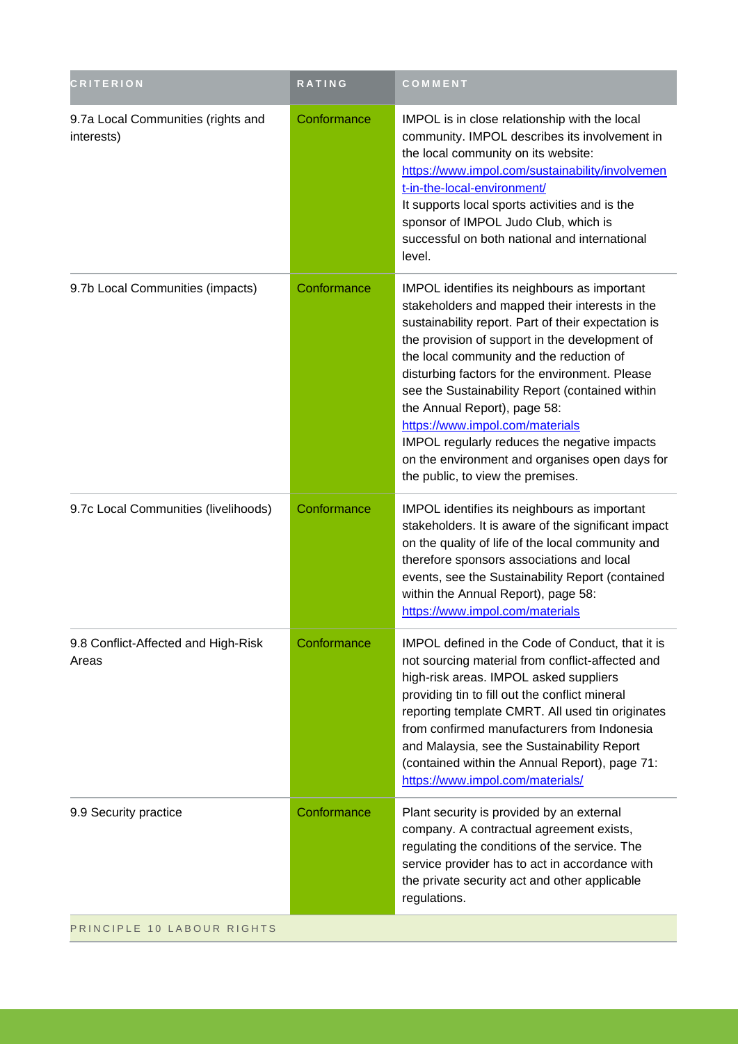| CRITERION | RATING | COMMENT |
| --- | --- | --- |
| 9.7a Local Communities (rights and interests) | Conformance | IMPOL is in close relationship with the local community. IMPOL describes its involvement in the local community on its website: https://www.impol.com/sustainability/involvement-in-the-local-environment/ It supports local sports activities and is the sponsor of IMPOL Judo Club, which is successful on both national and international level. |
| 9.7b Local Communities (impacts) | Conformance | IMPOL identifies its neighbours as important stakeholders and mapped their interests in the sustainability report. Part of their expectation is the provision of support in the development of the local community and the reduction of disturbing factors for the environment. Please see the Sustainability Report (contained within the Annual Report), page 58: https://www.impol.com/materials IMPOL regularly reduces the negative impacts on the environment and organises open days for the public, to view the premises. |
| 9.7c Local Communities (livelihoods) | Conformance | IMPOL identifies its neighbours as important stakeholders. It is aware of the significant impact on the quality of life of the local community and therefore sponsors associations and local events, see the Sustainability Report (contained within the Annual Report), page 58: https://www.impol.com/materials |
| 9.8 Conflict-Affected and High-Risk Areas | Conformance | IMPOL defined in the Code of Conduct, that it is not sourcing material from conflict-affected and high-risk areas. IMPOL asked suppliers providing tin to fill out the conflict mineral reporting template CMRT. All used tin originates from confirmed manufacturers from Indonesia and Malaysia, see the Sustainability Report (contained within the Annual Report), page 71: https://www.impol.com/materials/ |
| 9.9 Security practice | Conformance | Plant security is provided by an external company. A contractual agreement exists, regulating the conditions of the service. The service provider has to act in accordance with the private security act and other applicable regulations. |

PRINCIPLE 10 LABOUR RIGHTS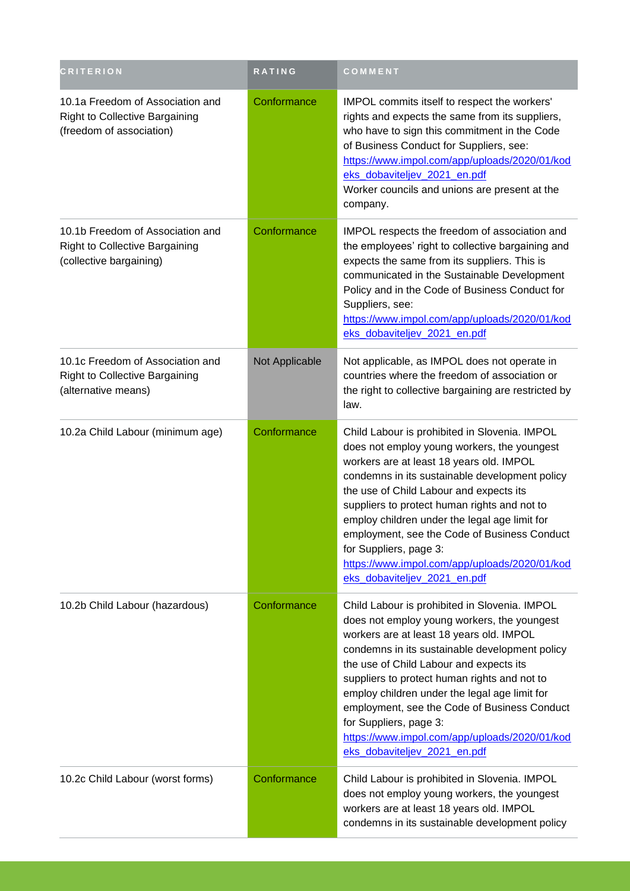| CRITERION | RATING | COMMENT |
|---|---|---|
| 10.1a Freedom of Association and Right to Collective Bargaining (freedom of association) | Conformance | IMPOL commits itself to respect the workers' rights and expects the same from its suppliers, who have to sign this commitment in the Code of Business Conduct for Suppliers, see: https://www.impol.com/app/uploads/2020/01/kodeks_dobaviteljev_2021_en.pdf Worker councils and unions are present at the company. |
| 10.1b Freedom of Association and Right to Collective Bargaining (collective bargaining) | Conformance | IMPOL respects the freedom of association and the employees' right to collective bargaining and expects the same from its suppliers. This is communicated in the Sustainable Development Policy and in the Code of Business Conduct for Suppliers, see: https://www.impol.com/app/uploads/2020/01/kodeks_dobaviteljev_2021_en.pdf |
| 10.1c Freedom of Association and Right to Collective Bargaining (alternative means) | Not Applicable | Not applicable, as IMPOL does not operate in countries where the freedom of association or the right to collective bargaining are restricted by law. |
| 10.2a Child Labour (minimum age) | Conformance | Child Labour is prohibited in Slovenia. IMPOL does not employ young workers, the youngest workers are at least 18 years old. IMPOL condemns in its sustainable development policy the use of Child Labour and expects its suppliers to protect human rights and not to employ children under the legal age limit for employment, see the Code of Business Conduct for Suppliers, page 3: https://www.impol.com/app/uploads/2020/01/kodeks_dobaviteljev_2021_en.pdf |
| 10.2b Child Labour (hazardous) | Conformance | Child Labour is prohibited in Slovenia. IMPOL does not employ young workers, the youngest workers are at least 18 years old. IMPOL condemns in its sustainable development policy the use of Child Labour and expects its suppliers to protect human rights and not to employ children under the legal age limit for employment, see the Code of Business Conduct for Suppliers, page 3: https://www.impol.com/app/uploads/2020/01/kodeks_dobaviteljev_2021_en.pdf |
| 10.2c Child Labour (worst forms) | Conformance | Child Labour is prohibited in Slovenia. IMPOL does not employ young workers, the youngest workers are at least 18 years old. IMPOL condemns in its sustainable development policy |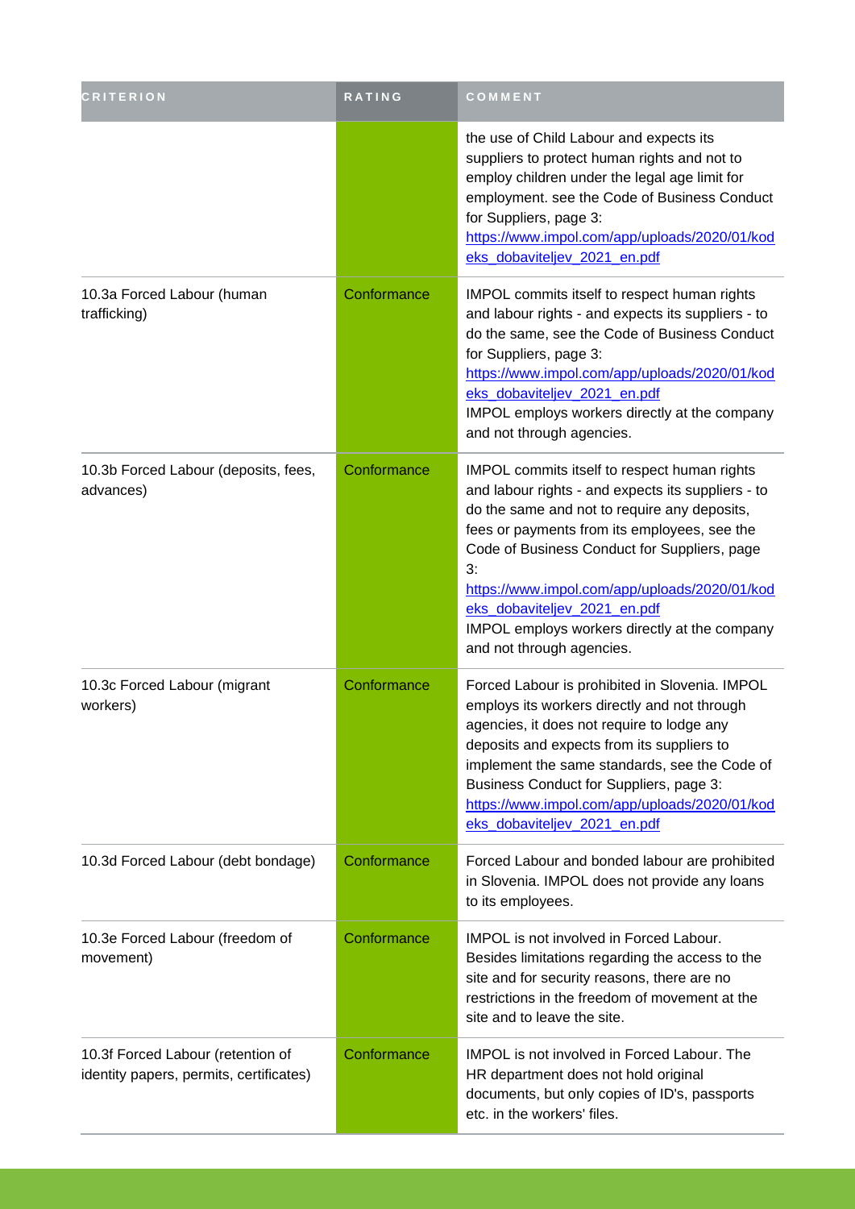| CRITERION | RATING | COMMENT |
| --- | --- | --- |
| | | the use of Child Labour and expects its suppliers to protect human rights and not to employ children under the legal age limit for employment. see the Code of Business Conduct for Suppliers, page 3: https://www.impol.com/app/uploads/2020/01/kodeks_dobaviteljev_2021_en.pdf |
| 10.3a Forced Labour (human trafficking) | Conformance | IMPOL commits itself to respect human rights and labour rights - and expects its suppliers - to do the same, see the Code of Business Conduct for Suppliers, page 3: https://www.impol.com/app/uploads/2020/01/kodeks_dobaviteljev_2021_en.pdf IMPOL employs workers directly at the company and not through agencies. |
| 10.3b Forced Labour (deposits, fees, advances) | Conformance | IMPOL commits itself to respect human rights and labour rights - and expects its suppliers - to do the same and not to require any deposits, fees or payments from its employees, see the Code of Business Conduct for Suppliers, page 3: https://www.impol.com/app/uploads/2020/01/kodeks_dobaviteljev_2021_en.pdf IMPOL employs workers directly at the company and not through agencies. |
| 10.3c Forced Labour (migrant workers) | Conformance | Forced Labour is prohibited in Slovenia. IMPOL employs its workers directly and not through agencies, it does not require to lodge any deposits and expects from its suppliers to implement the same standards, see the Code of Business Conduct for Suppliers, page 3: https://www.impol.com/app/uploads/2020/01/kodeks_dobaviteljev_2021_en.pdf |
| 10.3d Forced Labour (debt bondage) | Conformance | Forced Labour and bonded labour are prohibited in Slovenia. IMPOL does not provide any loans to its employees. |
| 10.3e Forced Labour (freedom of movement) | Conformance | IMPOL is not involved in Forced Labour. Besides limitations regarding the access to the site and for security reasons, there are no restrictions in the freedom of movement at the site and to leave the site. |
| 10.3f Forced Labour (retention of identity papers, permits, certificates) | Conformance | IMPOL is not involved in Forced Labour. The HR department does not hold original documents, but only copies of ID's, passports etc. in the workers' files. |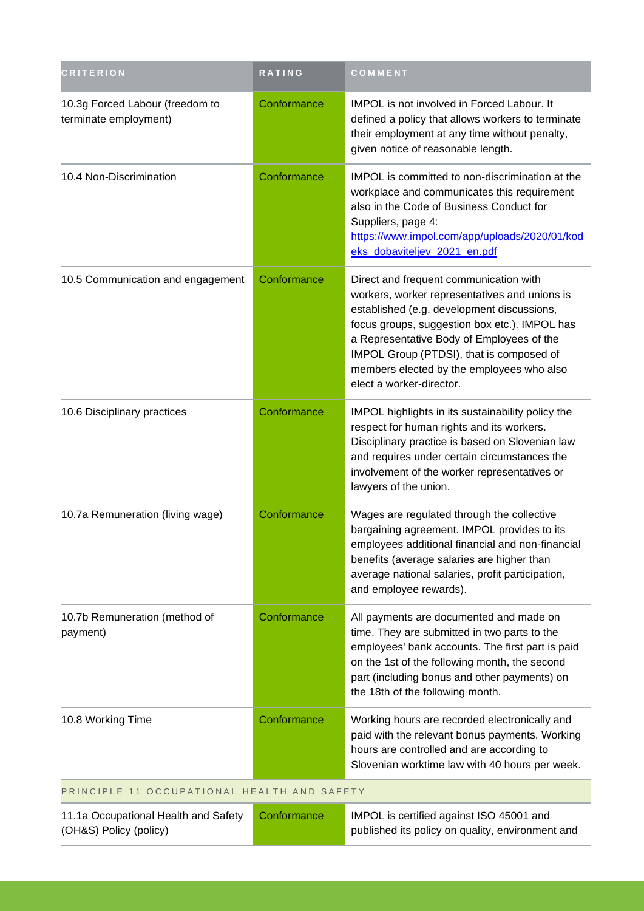| CRITERION | RATING | COMMENT |
| --- | --- | --- |
| 10.3g Forced Labour (freedom to terminate employment) | Conformance | IMPOL is not involved in Forced Labour. It defined a policy that allows workers to terminate their employment at any time without penalty, given notice of reasonable length. |
| 10.4 Non-Discrimination | Conformance | IMPOL is committed to non-discrimination at the workplace and communicates this requirement also in the Code of Business Conduct for Suppliers, page 4: [https://www.impol.com/app/uploads/2020/01/kodeks_dobaviteljev_2021_en.pdf](https://www.impol.com/app/uploads/2020/01/kodeks_dobaviteljev_2021_en.pdf) |
| 10.5 Communication and engagement | Conformance | Direct and frequent communication with workers, worker representatives and unions is established (e.g. development discussions, focus groups, suggestion box etc.). IMPOL has a Representative Body of Employees of the IMPOL Group (PTDSI), that is composed of members elected by the employees who also elect a worker-director. |
| 10.6 Disciplinary practices | Conformance | IMPOL highlights in its sustainability policy the respect for human rights and its workers. Disciplinary practice is based on Slovenian law and requires under certain circumstances the involvement of the worker representatives or lawyers of the union. |
| 10.7a Remuneration (living wage) | Conformance | Wages are regulated through the collective bargaining agreement. IMPOL provides to its employees additional financial and non-financial benefits (average salaries are higher than average national salaries, profit participation, and employee rewards). |
| 10.7b Remuneration (method of payment) | Conformance | All payments are documented and made on time. They are submitted in two parts to the employees' bank accounts. The first part is paid on the 1st of the following month, the second part (including bonus and other payments) on the 18th of the following month. |
| 10.8 Working Time | Conformance | Working hours are recorded electronically and paid with the relevant bonus payments. Working hours are controlled and are according to Slovenian worktime law with 40 hours per week. |
| PRINCIPLE 11 OCCUPATIONAL HEALTH AND SAFETY | | |
| 11.1a Occupational Health and Safety (OH&S) Policy (policy) | Conformance | IMPOL is certified against ISO 45001 and published its policy on quality, environment and |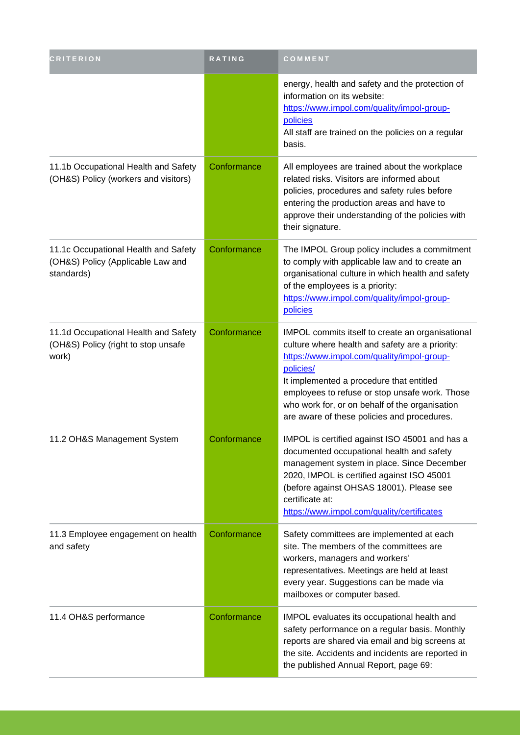| CRITERION | RATING | COMMENT |
| --- | --- | --- |
| | | energy, health and safety and the protection of information on its website: https://www.impol.com/quality/impol-group-policies All staff are trained on the policies on a regular basis. |
| 11.1b Occupational Health and Safety (OH&S) Policy (workers and visitors) | Conformance | All employees are trained about the workplace related risks. Visitors are informed about policies, procedures and safety rules before entering the production areas and have to approve their understanding of the policies with their signature. |
| 11.1c Occupational Health and Safety (OH&S) Policy (Applicable Law and standards) | Conformance | The IMPOL Group policy includes a commitment to comply with applicable law and to create an organisational culture in which health and safety of the employees is a priority: https://www.impol.com/quality/impol-group-policies |
| 11.1d Occupational Health and Safety (OH&S) Policy (right to stop unsafe work) | Conformance | IMPOL commits itself to create an organisational culture where health and safety are a priority: https://www.impol.com/quality/impol-group-policies/ It implemented a procedure that entitled employees to refuse or stop unsafe work. Those who work for, or on behalf of the organisation are aware of these policies and procedures. |
| 11.2 OH&S Management System | Conformance | IMPOL is certified against ISO 45001 and has a documented occupational health and safety management system in place. Since December 2020, IMPOL is certified against ISO 45001 (before against OHSAS 18001). Please see certificate at: https://www.impol.com/quality/certificates |
| 11.3 Employee engagement on health and safety | Conformance | Safety committees are implemented at each site. The members of the committees are workers, managers and workers' representatives. Meetings are held at least every year. Suggestions can be made via mailboxes or computer based. |
| 11.4 OH&S performance | Conformance | IMPOL evaluates its occupational health and safety performance on a regular basis. Monthly reports are shared via email and big screens at the site. Accidents and incidents are reported in the published Annual Report, page 69: |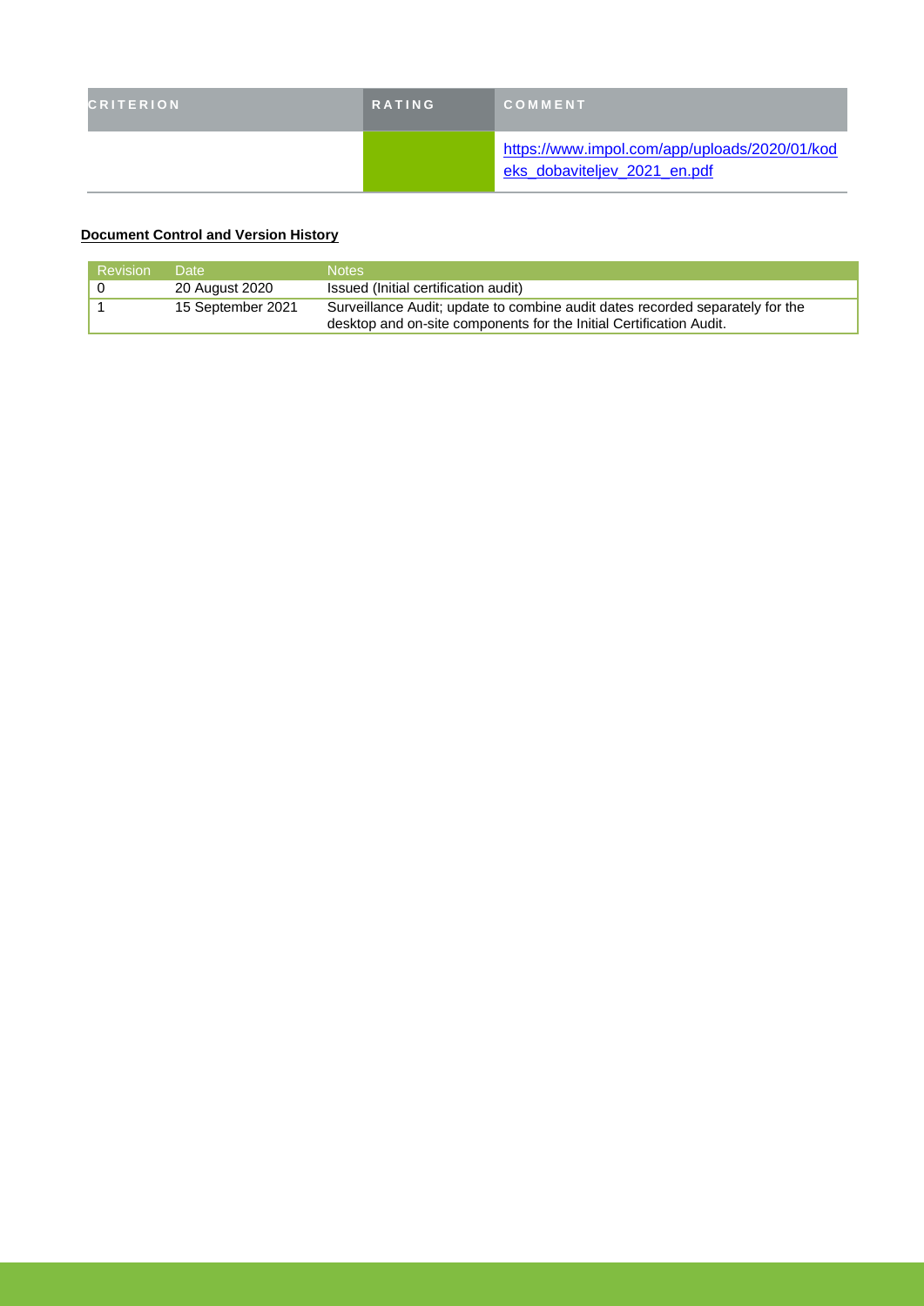| CRITERION | RATING | COMMENT |
| --- | --- | --- |
| | | https://www.impol.com/app/uploads/2020/01/kodeks_dobaviteljev_2021_en.pdf |

**Document Control and Version History**

| Revision | Date | Notes |
| --- | --- | --- |
| 0 | 20 August 2020 | Issued (Initial certification audit) |
| 1 | 15 September 2021 | Surveillance Audit; update to combine audit dates recorded separately for the desktop and on-site components for the Initial Certification Audit. |